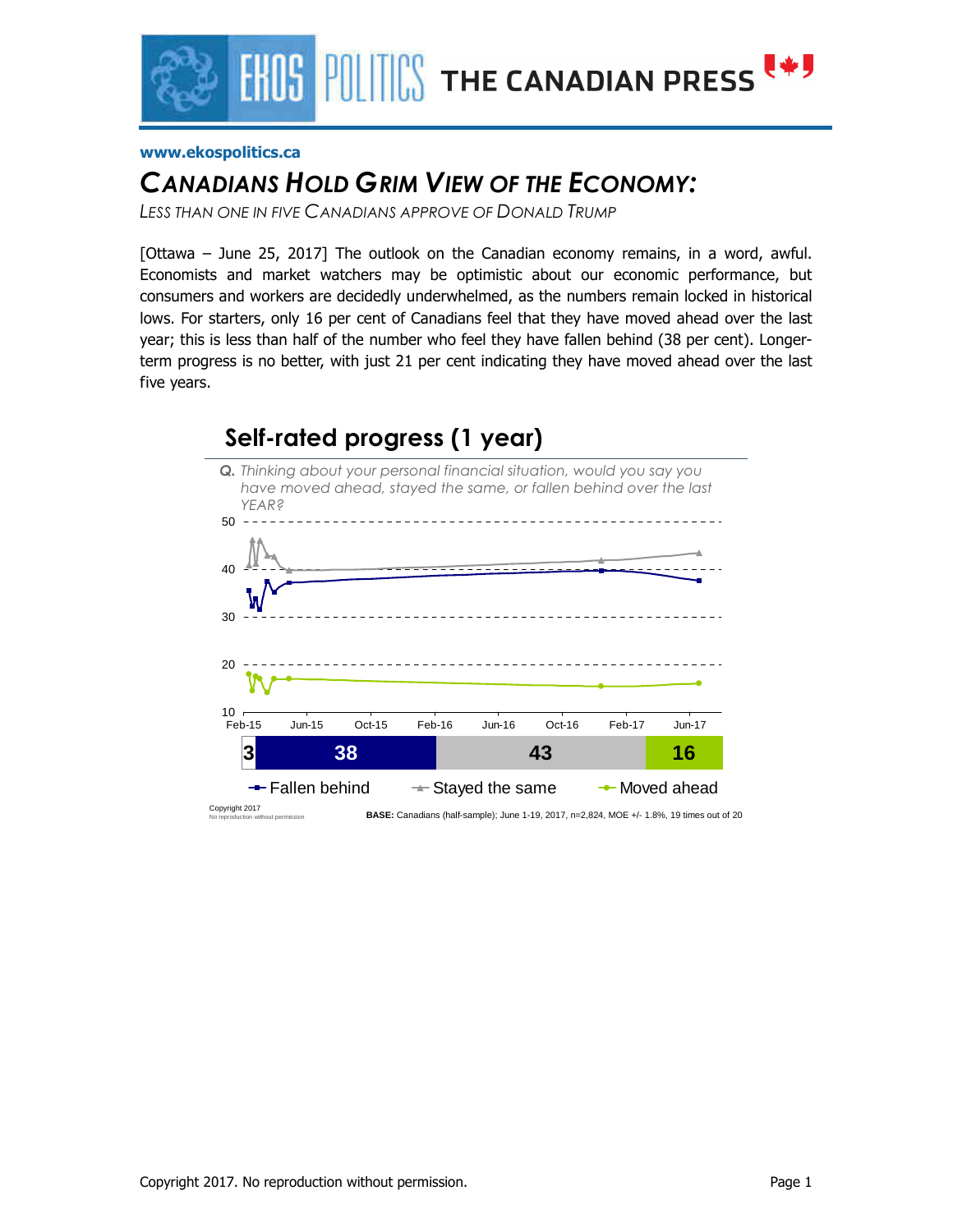www.ekospolitics.ca

# CANADIANS HOLD GRIM VIEW OF THE ECONOMY:

*LESS THAN ONE IN FIVE CANADIANS APPROVE OF DONALD TRUMP*

[Ottawa – June 25, 2017] The outlook on the Canadian economy remains, in a word, awful. Economists and market watchers may be optimistic about our economic performance, but consumers and workers are decidedly underwhelmed, as the numbers remain locked in historical lows. For starters, only 16 per cent of Canadians feel that they have moved ahead over the last year; this is less than half of the number who feel they have fallen behind (38 per cent). Longer-term progress is no better, with just 21 per cent indicating they have moved ahead over the last five years.

## Self-rated progress (1 year)

*Q. Thinking about your personal financial situation, would you say you have moved ahead, stayed the same, or fallen behind over the last YEAR?*

| | Fallen behind | Stayed the same | Moved ahead |
|---|---|---|---|
| 3 | 38 | 43 | 16 |

Copyright 2017
No reproduction without permission

**BASE:** Canadians (half-sample); June 1-19, 2017, n=2,824, MOE +/- 1.8%, 19 times out of 20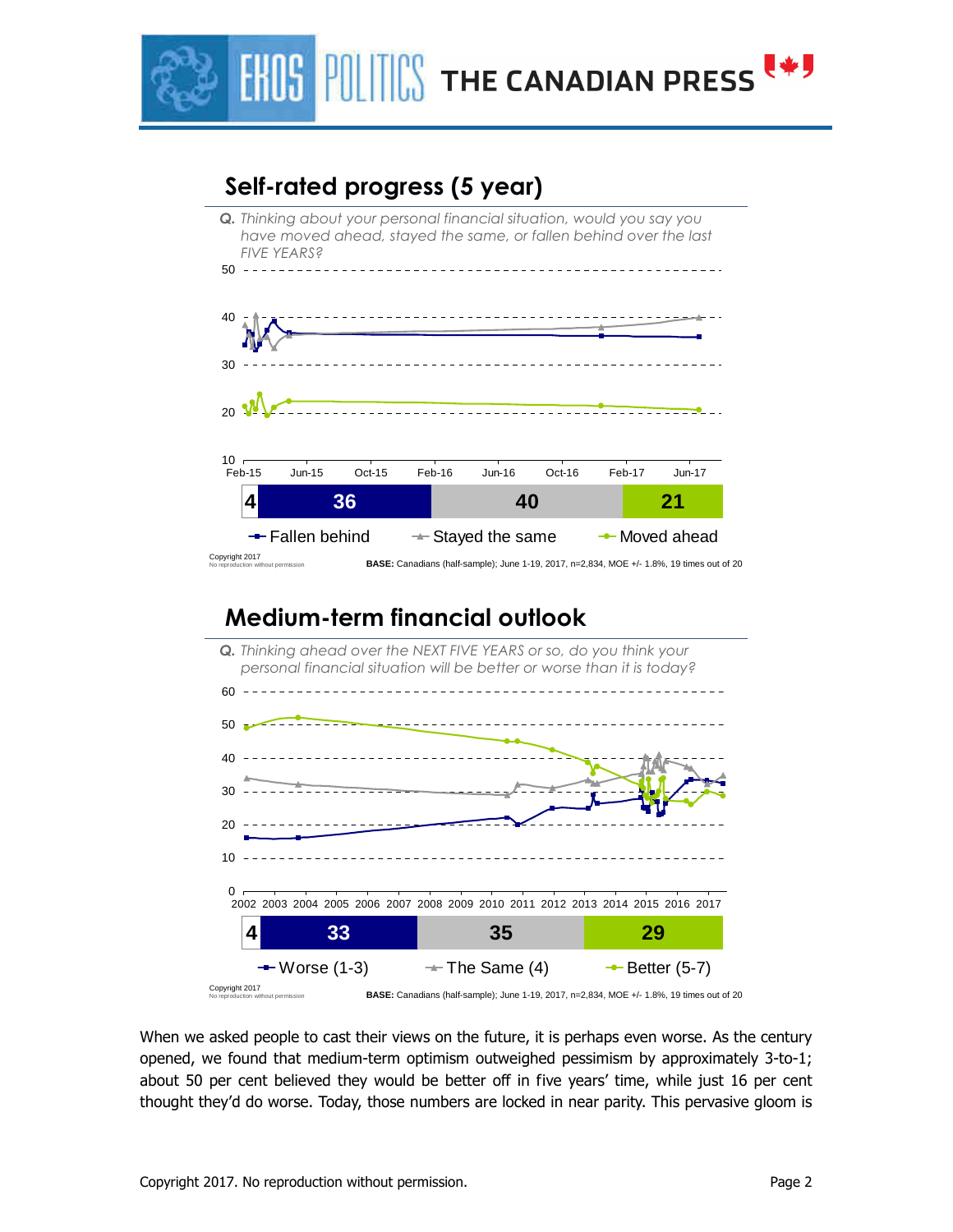## Self-rated progress (5 year)

*Q. Thinking about your personal financial situation, would you say you have moved ahead, stayed the same, or fallen behind over the last FIVE YEARS?*

| | Fallen behind | Stayed the same | Moved ahead |
|---|---|---|---|
| 4 | 36 | 40 | 21 |

Copyright 2017
No reproduction without permission

**BASE:** Canadians (half-sample); June 1-19, 2017, n=2,834, MOE +/- 1.8%, 19 times out of 20

## Medium-term financial outlook

*Q. Thinking ahead over the NEXT FIVE YEARS or so, do you think your personal financial situation will be better or worse than it is today?*

| | Worse (1-3) | The Same (4) | Better (5-7) |
|---|---|---|---|
| 4 | 33 | 35 | 29 |

Copyright 2017
No reproduction without permission

**BASE:** Canadians (half-sample); June 1-19, 2017, n=2,834, MOE +/- 1.8%, 19 times out of 20

When we asked people to cast their views on the future, it is perhaps even worse. As the century opened, we found that medium-term optimism outweighed pessimism by approximately 3-to-1; about 50 per cent believed they would be better off in five years' time, while just 16 per cent thought they'd do worse. Today, those numbers are locked in near parity. This pervasive gloom is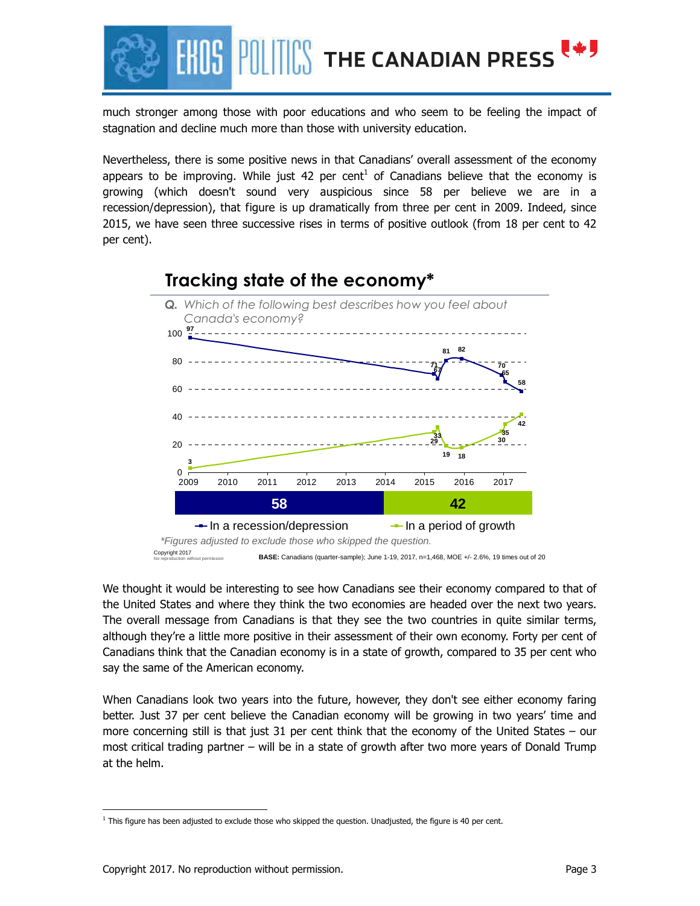much stronger among those with poor educations and who seem to be feeling the impact of stagnation and decline much more than those with university education.

Nevertheless, there is some positive news in that Canadians' overall assessment of the economy appears to be improving. While just 42 per cent[1] of Canadians believe that the economy is growing (which doesn't sound very auspicious since 58 per believe we are in a recession/depression), that figure is up dramatically from three per cent in 2009. Indeed, since 2015, we have seen three successive rises in terms of positive outlook (from 18 per cent to 42 per cent).

## Tracking state of the economy*

*Q. Which of the following best describes how you feel about Canada's economy?*

| | In a recession/depression | In a period of growth |
|---|---|---|
| 2009 | 97 | 3 |
| 2015 | 71 | 29 |
| 2015 | 67 | 33 |
| 2015 | 81 | 19 |
| 2016 | 82 | 18 |
| 2017 | 70 | 30 |
| 2017 | 65 | 35 |
| 2017 | 58 | 42 |

*Figures adjusted to exclude those who skipped the question.*

Copyright 2017
No reproduction without permission

**BASE:** Canadians (quarter-sample); June 1-19, 2017, n=1,468, MOE +/- 2.6%, 19 times out of 20

We thought it would be interesting to see how Canadians see their economy compared to that of the United States and where they think the two economies are headed over the next two years. The overall message from Canadians is that they see the two countries in quite similar terms, although they're a little more positive in their assessment of their own economy. Forty per cent of Canadians think that the Canadian economy is in a state of growth, compared to 35 per cent who say the same of the American economy.

When Canadians look two years into the future, however, they don't see either economy faring better. Just 37 per cent believe the Canadian economy will be growing in two years' time and more concerning still is that just 31 per cent think that the economy of the United States – our most critical trading partner – will be in a state of growth after two more years of Donald Trump at the helm.

[1] This figure has been adjusted to exclude those who skipped the question. Unadjusted, the figure is 40 per cent.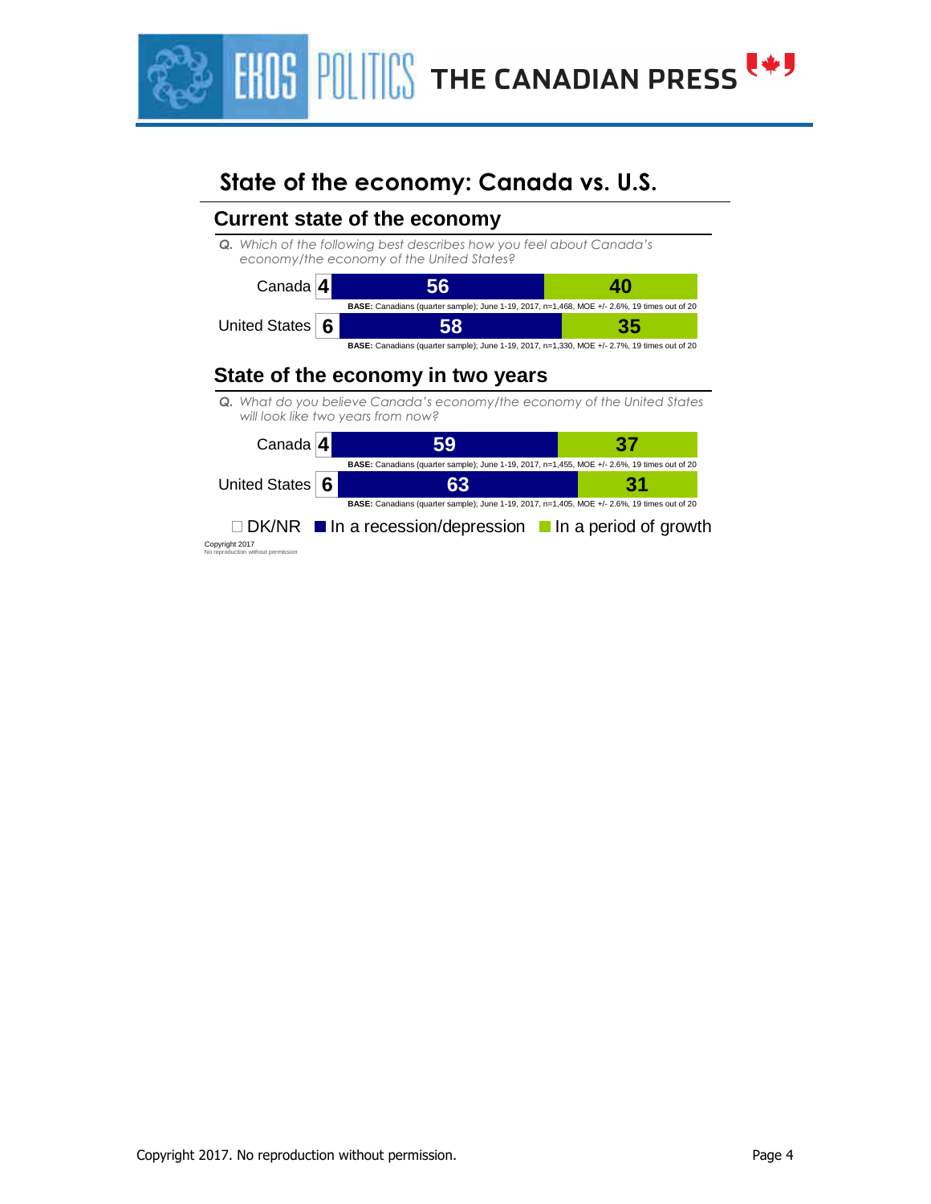# State of the economy: Canada vs. U.S.

## Current state of the economy

*Q. Which of the following best describes how you feel about Canada's economy/the economy of the United States?*

| | DK/NR | In a recession/depression | In a period of growth |
|---|---|---|---|
| Canada | 4 | 56 | 40 |
| United States | 6 | 58 | 35 |

**BASE:** Canadians (quarter sample); June 1-19, 2017, n=1,468, MOE +/- 2.6%, 19 times out of 20 (Canada)

**BASE:** Canadians (quarter sample); June 1-19, 2017, n=1,330, MOE +/- 2.7%, 19 times out of 20 (United States)

## State of the economy in two years

*Q. What do you believe Canada's economy/the economy of the United States will look like two years from now?*

| | DK/NR | In a recession/depression | In a period of growth |
|---|---|---|---|
| Canada | 4 | 59 | 37 |
| United States | 6 | 63 | 31 |

**BASE:** Canadians (quarter sample); June 1-19, 2017, n=1,455, MOE +/- 2.6%, 19 times out of 20 (Canada)

**BASE:** Canadians (quarter sample); June 1-19, 2017, n=1,405, MOE +/- 2.6%, 19 times out of 20 (United States)

Copyright 2017
No reproduction without permission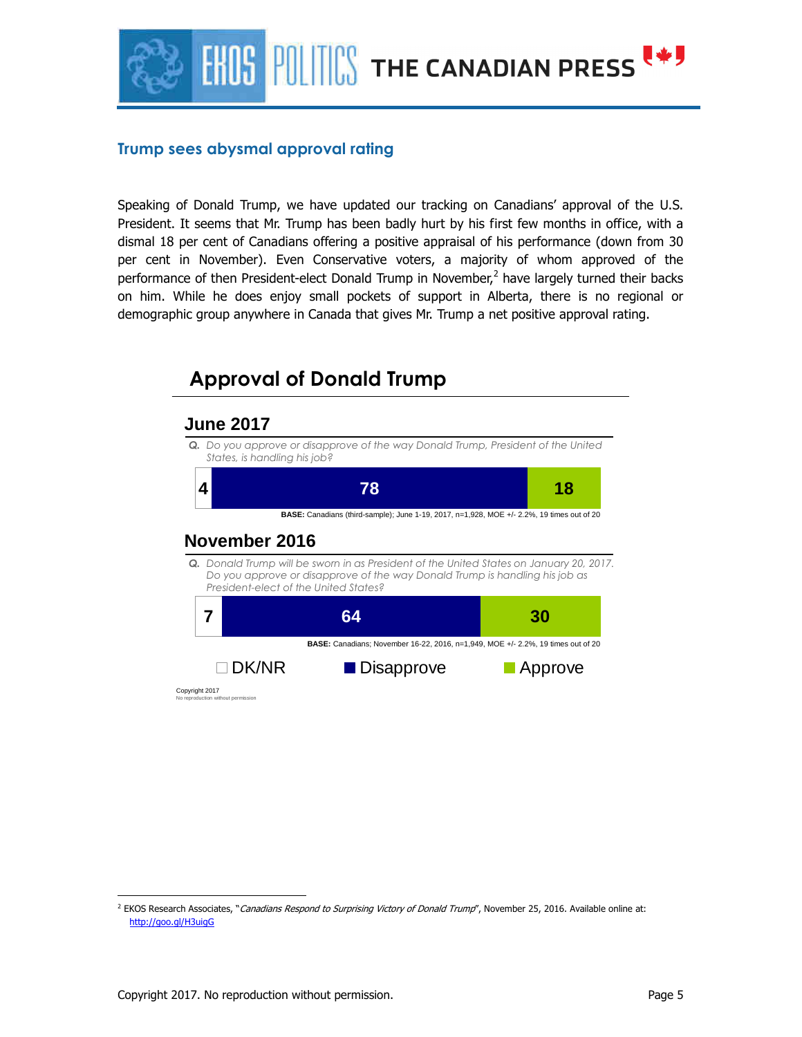## Trump sees abysmal approval rating

Speaking of Donald Trump, we have updated our tracking on Canadians' approval of the U.S. President. It seems that Mr. Trump has been badly hurt by his first few months in office, with a dismal 18 per cent of Canadians offering a positive appraisal of his performance (down from 30 per cent in November). Even Conservative voters, a majority of whom approved of the performance of then President-elect Donald Trump in November,[2] have largely turned their backs on him. While he does enjoy small pockets of support in Alberta, there is no regional or demographic group anywhere in Canada that gives Mr. Trump a net positive approval rating.

### Approval of Donald Trump

**June 2017**

*Q. Do you approve or disapprove of the way Donald Trump, President of the United States, is handling his job?*

| DK/NR | Disapprove | Approve |
|---|---|---|
| 4 | 78 | 18 |

**BASE:** Canadians (third-sample); June 1-19, 2017, n=1,928, MOE +/- 2.2%, 19 times out of 20

**November 2016**

*Q. Donald Trump will be sworn in as President of the United States on January 20, 2017. Do you approve or disapprove of the way Donald Trump is handling his job as President-elect of the United States?*

| DK/NR | Disapprove | Approve |
|---|---|---|
| 7 | 64 | 30 |

**BASE:** Canadians; November 16-22, 2016, n=1,949, MOE +/- 2.2%, 19 times out of 20

Copyright 2017
No reproduction without permission

---

[2] EKOS Research Associates, "*Canadians Respond to Surprising Victory of Donald Trump*", November 25, 2016. Available online at: http://goo.gl/H3uigG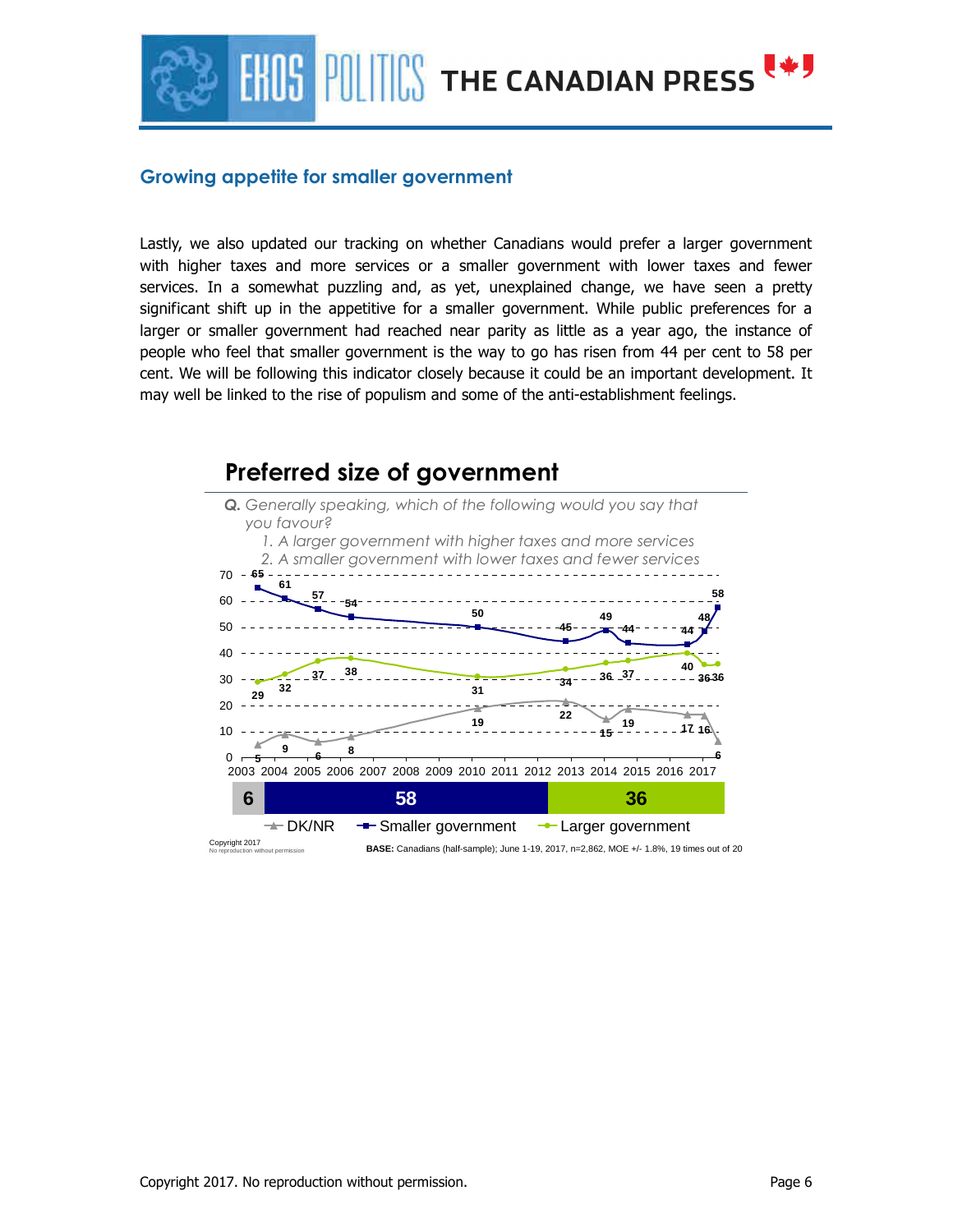## Growing appetite for smaller government

Lastly, we also updated our tracking on whether Canadians would prefer a larger government with higher taxes and more services or a smaller government with lower taxes and fewer services. In a somewhat puzzling and, as yet, unexplained change, we have seen a pretty significant shift up in the appetitive for a smaller government. While public preferences for a larger or smaller government had reached near parity as little as a year ago, the instance of people who feel that smaller government is the way to go has risen from 44 per cent to 58 per cent. We will be following this indicator closely because it could be an important development. It may well be linked to the rise of populism and some of the anti-establishment feelings.

### Preferred size of government

**Q.** *Generally speaking, which of the following would you say that you favour?*

1. *A larger government with higher taxes and more services*
2. *A smaller government with lower taxes and fewer services*

| Series | Values (2003–2017) |
|---|---|
| Smaller government | 65, 61, 57, 54, 50, 45, 49, 44, 44, 48, 58 |
| Larger government | 29, 32, 37, 38, 31, 34, 36, 37, 40, 36, 36 |
| DK/NR | 5, 9, 6, 8, 19, 22, 15, 19, 17, 16, 6 |

Current: DK/NR 6 | Smaller government 58 | Larger government 36

Copyright 2017
No reproduction without permission

**BASE:** Canadians (half-sample); June 1-19, 2017, n=2,862, MOE +/- 1.8%, 19 times out of 20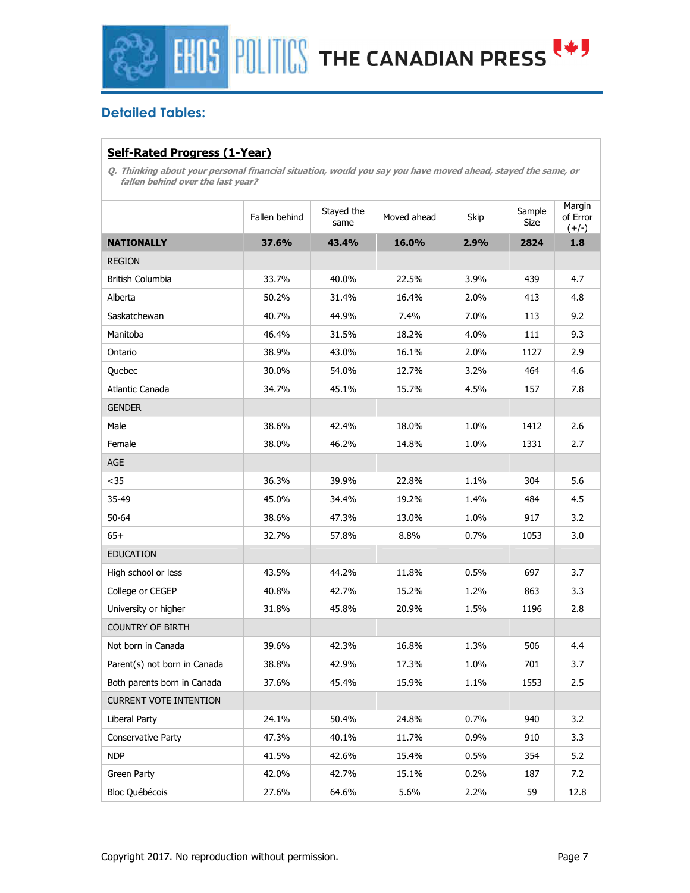## Detailed Tables:

### Self-Rated Progress (1-Year)

*Q. Thinking about your personal financial situation, would you say you have moved ahead, stayed the same, or fallen behind over the last year?*

| | Fallen behind | Stayed the same | Moved ahead | Skip | Sample Size | Margin of Error (+/-) |
|---|---|---|---|---|---|---|
| **NATIONALLY** | **37.6%** | **43.4%** | **16.0%** | **2.9%** | **2824** | **1.8** |
| REGION | | | | | | |
| British Columbia | 33.7% | 40.0% | 22.5% | 3.9% | 439 | 4.7 |
| Alberta | 50.2% | 31.4% | 16.4% | 2.0% | 413 | 4.8 |
| Saskatchewan | 40.7% | 44.9% | 7.4% | 7.0% | 113 | 9.2 |
| Manitoba | 46.4% | 31.5% | 18.2% | 4.0% | 111 | 9.3 |
| Ontario | 38.9% | 43.0% | 16.1% | 2.0% | 1127 | 2.9 |
| Quebec | 30.0% | 54.0% | 12.7% | 3.2% | 464 | 4.6 |
| Atlantic Canada | 34.7% | 45.1% | 15.7% | 4.5% | 157 | 7.8 |
| GENDER | | | | | | |
| Male | 38.6% | 42.4% | 18.0% | 1.0% | 1412 | 2.6 |
| Female | 38.0% | 46.2% | 14.8% | 1.0% | 1331 | 2.7 |
| AGE | | | | | | |
| <35 | 36.3% | 39.9% | 22.8% | 1.1% | 304 | 5.6 |
| 35-49 | 45.0% | 34.4% | 19.2% | 1.4% | 484 | 4.5 |
| 50-64 | 38.6% | 47.3% | 13.0% | 1.0% | 917 | 3.2 |
| 65+ | 32.7% | 57.8% | 8.8% | 0.7% | 1053 | 3.0 |
| EDUCATION | | | | | | |
| High school or less | 43.5% | 44.2% | 11.8% | 0.5% | 697 | 3.7 |
| College or CEGEP | 40.8% | 42.7% | 15.2% | 1.2% | 863 | 3.3 |
| University or higher | 31.8% | 45.8% | 20.9% | 1.5% | 1196 | 2.8 |
| COUNTRY OF BIRTH | | | | | | |
| Not born in Canada | 39.6% | 42.3% | 16.8% | 1.3% | 506 | 4.4 |
| Parent(s) not born in Canada | 38.8% | 42.9% | 17.3% | 1.0% | 701 | 3.7 |
| Both parents born in Canada | 37.6% | 45.4% | 15.9% | 1.1% | 1553 | 2.5 |
| CURRENT VOTE INTENTION | | | | | | |
| Liberal Party | 24.1% | 50.4% | 24.8% | 0.7% | 940 | 3.2 |
| Conservative Party | 47.3% | 40.1% | 11.7% | 0.9% | 910 | 3.3 |
| NDP | 41.5% | 42.6% | 15.4% | 0.5% | 354 | 5.2 |
| Green Party | 42.0% | 42.7% | 15.1% | 0.2% | 187 | 7.2 |
| Bloc Québécois | 27.6% | 64.6% | 5.6% | 2.2% | 59 | 12.8 |

Copyright 2017. No reproduction without permission.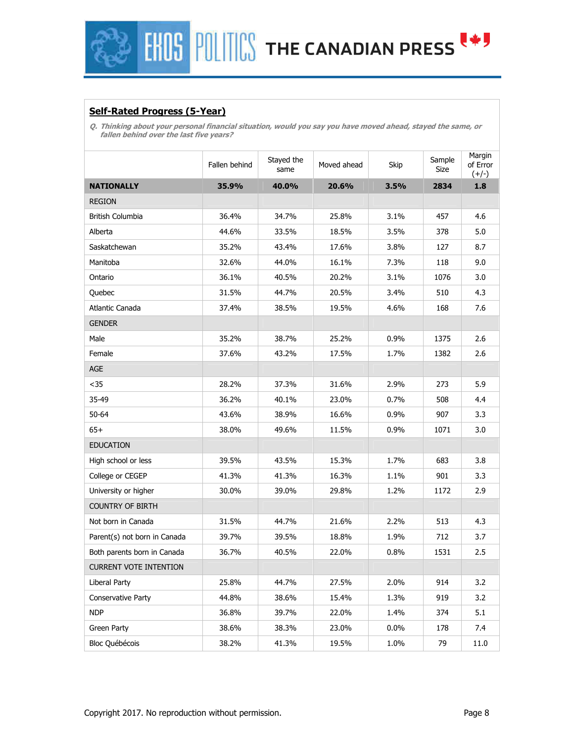## Self-Rated Progress (5-Year)

*Q. Thinking about your personal financial situation, would you say you have moved ahead, stayed the same, or fallen behind over the last five years?*

| | Fallen behind | Stayed the same | Moved ahead | Skip | Sample Size | Margin of Error (+/-) |
|---|---|---|---|---|---|---|
| **NATIONALLY** | **35.9%** | **40.0%** | **20.6%** | **3.5%** | **2834** | **1.8** |
| REGION | | | | | | |
| British Columbia | 36.4% | 34.7% | 25.8% | 3.1% | 457 | 4.6 |
| Alberta | 44.6% | 33.5% | 18.5% | 3.5% | 378 | 5.0 |
| Saskatchewan | 35.2% | 43.4% | 17.6% | 3.8% | 127 | 8.7 |
| Manitoba | 32.6% | 44.0% | 16.1% | 7.3% | 118 | 9.0 |
| Ontario | 36.1% | 40.5% | 20.2% | 3.1% | 1076 | 3.0 |
| Quebec | 31.5% | 44.7% | 20.5% | 3.4% | 510 | 4.3 |
| Atlantic Canada | 37.4% | 38.5% | 19.5% | 4.6% | 168 | 7.6 |
| GENDER | | | | | | |
| Male | 35.2% | 38.7% | 25.2% | 0.9% | 1375 | 2.6 |
| Female | 37.6% | 43.2% | 17.5% | 1.7% | 1382 | 2.6 |
| AGE | | | | | | |
| <35 | 28.2% | 37.3% | 31.6% | 2.9% | 273 | 5.9 |
| 35-49 | 36.2% | 40.1% | 23.0% | 0.7% | 508 | 4.4 |
| 50-64 | 43.6% | 38.9% | 16.6% | 0.9% | 907 | 3.3 |
| 65+ | 38.0% | 49.6% | 11.5% | 0.9% | 1071 | 3.0 |
| EDUCATION | | | | | | |
| High school or less | 39.5% | 43.5% | 15.3% | 1.7% | 683 | 3.8 |
| College or CEGEP | 41.3% | 41.3% | 16.3% | 1.1% | 901 | 3.3 |
| University or higher | 30.0% | 39.0% | 29.8% | 1.2% | 1172 | 2.9 |
| COUNTRY OF BIRTH | | | | | | |
| Not born in Canada | 31.5% | 44.7% | 21.6% | 2.2% | 513 | 4.3 |
| Parent(s) not born in Canada | 39.7% | 39.5% | 18.8% | 1.9% | 712 | 3.7 |
| Both parents born in Canada | 36.7% | 40.5% | 22.0% | 0.8% | 1531 | 2.5 |
| CURRENT VOTE INTENTION | | | | | | |
| Liberal Party | 25.8% | 44.7% | 27.5% | 2.0% | 914 | 3.2 |
| Conservative Party | 44.8% | 38.6% | 15.4% | 1.3% | 919 | 3.2 |
| NDP | 36.8% | 39.7% | 22.0% | 1.4% | 374 | 5.1 |
| Green Party | 38.6% | 38.3% | 23.0% | 0.0% | 178 | 7.4 |
| Bloc Québécois | 38.2% | 41.3% | 19.5% | 1.0% | 79 | 11.0 |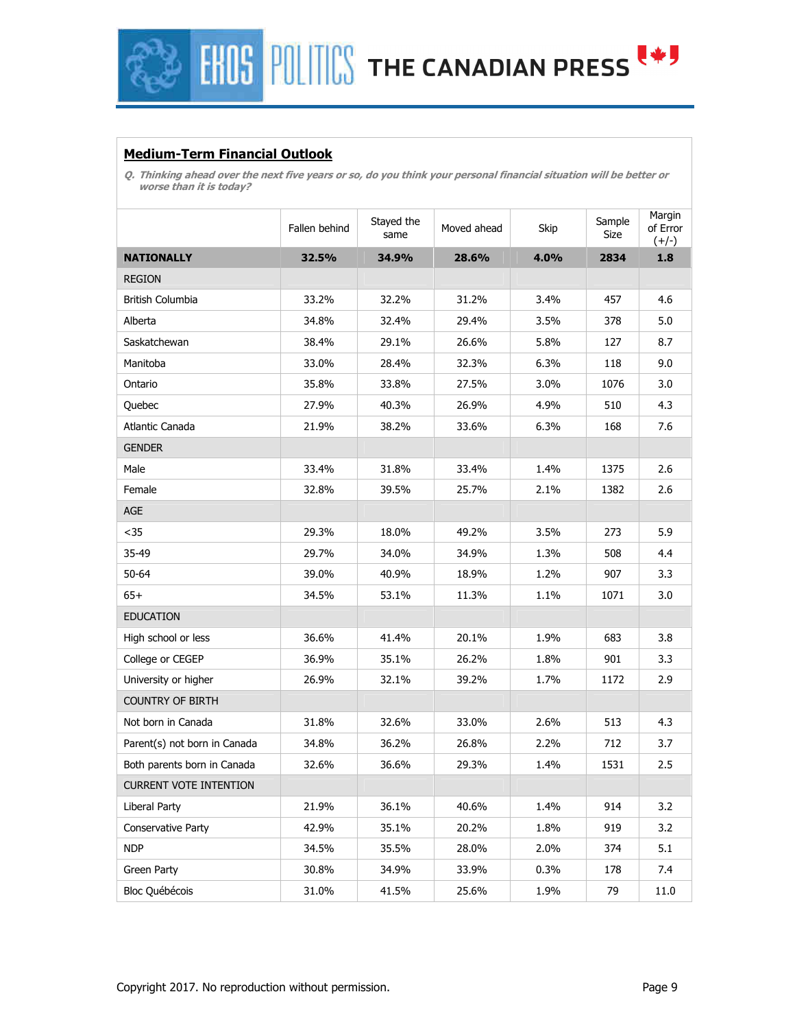## Medium-Term Financial Outlook

*Q. Thinking ahead over the next five years or so, do you think your personal financial situation will be better or worse than it is today?*

| | Fallen behind | Stayed the same | Moved ahead | Skip | Sample Size | Margin of Error (+/-) |
|---|---|---|---|---|---|---|
| **NATIONALLY** | **32.5%** | **34.9%** | **28.6%** | **4.0%** | **2834** | **1.8** |
| REGION | | | | | | |
| British Columbia | 33.2% | 32.2% | 31.2% | 3.4% | 457 | 4.6 |
| Alberta | 34.8% | 32.4% | 29.4% | 3.5% | 378 | 5.0 |
| Saskatchewan | 38.4% | 29.1% | 26.6% | 5.8% | 127 | 8.7 |
| Manitoba | 33.0% | 28.4% | 32.3% | 6.3% | 118 | 9.0 |
| Ontario | 35.8% | 33.8% | 27.5% | 3.0% | 1076 | 3.0 |
| Quebec | 27.9% | 40.3% | 26.9% | 4.9% | 510 | 4.3 |
| Atlantic Canada | 21.9% | 38.2% | 33.6% | 6.3% | 168 | 7.6 |
| GENDER | | | | | | |
| Male | 33.4% | 31.8% | 33.4% | 1.4% | 1375 | 2.6 |
| Female | 32.8% | 39.5% | 25.7% | 2.1% | 1382 | 2.6 |
| AGE | | | | | | |
| <35 | 29.3% | 18.0% | 49.2% | 3.5% | 273 | 5.9 |
| 35-49 | 29.7% | 34.0% | 34.9% | 1.3% | 508 | 4.4 |
| 50-64 | 39.0% | 40.9% | 18.9% | 1.2% | 907 | 3.3 |
| 65+ | 34.5% | 53.1% | 11.3% | 1.1% | 1071 | 3.0 |
| EDUCATION | | | | | | |
| High school or less | 36.6% | 41.4% | 20.1% | 1.9% | 683 | 3.8 |
| College or CEGEP | 36.9% | 35.1% | 26.2% | 1.8% | 901 | 3.3 |
| University or higher | 26.9% | 32.1% | 39.2% | 1.7% | 1172 | 2.9 |
| COUNTRY OF BIRTH | | | | | | |
| Not born in Canada | 31.8% | 32.6% | 33.0% | 2.6% | 513 | 4.3 |
| Parent(s) not born in Canada | 34.8% | 36.2% | 26.8% | 2.2% | 712 | 3.7 |
| Both parents born in Canada | 32.6% | 36.6% | 29.3% | 1.4% | 1531 | 2.5 |
| CURRENT VOTE INTENTION | | | | | | |
| Liberal Party | 21.9% | 36.1% | 40.6% | 1.4% | 914 | 3.2 |
| Conservative Party | 42.9% | 35.1% | 20.2% | 1.8% | 919 | 3.2 |
| NDP | 34.5% | 35.5% | 28.0% | 2.0% | 374 | 5.1 |
| Green Party | 30.8% | 34.9% | 33.9% | 0.3% | 178 | 7.4 |
| Bloc Québécois | 31.0% | 41.5% | 25.6% | 1.9% | 79 | 11.0 |

Copyright 2017. No reproduction without permission.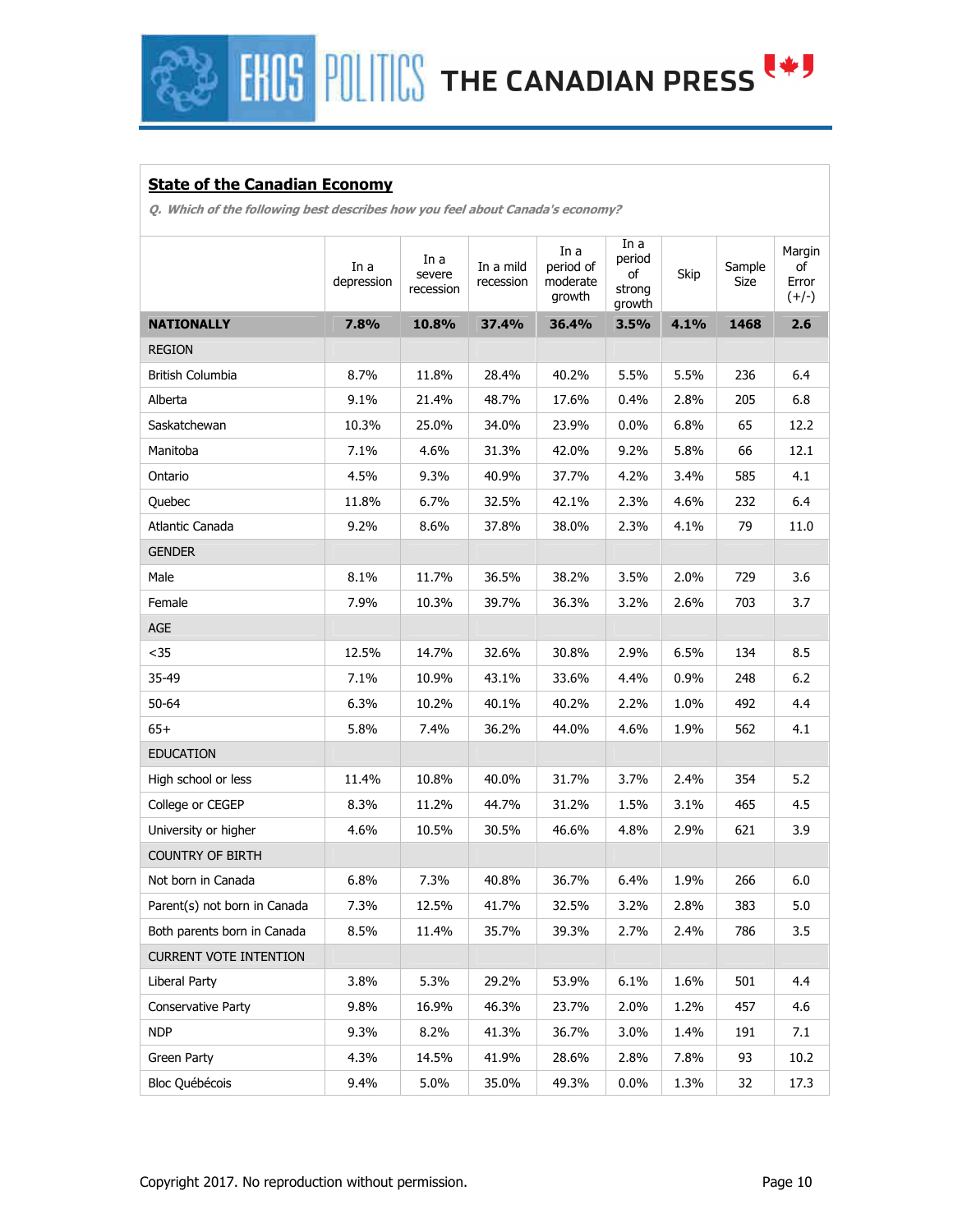## State of the Canadian Economy

*Q. Which of the following best describes how you feel about Canada's economy?*

| | In a depression | In a severe recession | In a mild recession | In a period of moderate growth | In a period of strong growth | Skip | Sample Size | Margin of Error (+/-) |
|---|---|---|---|---|---|---|---|---|
| **NATIONALLY** | **7.8%** | **10.8%** | **37.4%** | **36.4%** | **3.5%** | **4.1%** | **1468** | **2.6** |
| REGION | | | | | | | | |
| British Columbia | 8.7% | 11.8% | 28.4% | 40.2% | 5.5% | 5.5% | 236 | 6.4 |
| Alberta | 9.1% | 21.4% | 48.7% | 17.6% | 0.4% | 2.8% | 205 | 6.8 |
| Saskatchewan | 10.3% | 25.0% | 34.0% | 23.9% | 0.0% | 6.8% | 65 | 12.2 |
| Manitoba | 7.1% | 4.6% | 31.3% | 42.0% | 9.2% | 5.8% | 66 | 12.1 |
| Ontario | 4.5% | 9.3% | 40.9% | 37.7% | 4.2% | 3.4% | 585 | 4.1 |
| Quebec | 11.8% | 6.7% | 32.5% | 42.1% | 2.3% | 4.6% | 232 | 6.4 |
| Atlantic Canada | 9.2% | 8.6% | 37.8% | 38.0% | 2.3% | 4.1% | 79 | 11.0 |
| GENDER | | | | | | | | |
| Male | 8.1% | 11.7% | 36.5% | 38.2% | 3.5% | 2.0% | 729 | 3.6 |
| Female | 7.9% | 10.3% | 39.7% | 36.3% | 3.2% | 2.6% | 703 | 3.7 |
| AGE | | | | | | | | |
| <35 | 12.5% | 14.7% | 32.6% | 30.8% | 2.9% | 6.5% | 134 | 8.5 |
| 35-49 | 7.1% | 10.9% | 43.1% | 33.6% | 4.4% | 0.9% | 248 | 6.2 |
| 50-64 | 6.3% | 10.2% | 40.1% | 40.2% | 2.2% | 1.0% | 492 | 4.4 |
| 65+ | 5.8% | 7.4% | 36.2% | 44.0% | 4.6% | 1.9% | 562 | 4.1 |
| EDUCATION | | | | | | | | |
| High school or less | 11.4% | 10.8% | 40.0% | 31.7% | 3.7% | 2.4% | 354 | 5.2 |
| College or CEGEP | 8.3% | 11.2% | 44.7% | 31.2% | 1.5% | 3.1% | 465 | 4.5 |
| University or higher | 4.6% | 10.5% | 30.5% | 46.6% | 4.8% | 2.9% | 621 | 3.9 |
| COUNTRY OF BIRTH | | | | | | | | |
| Not born in Canada | 6.8% | 7.3% | 40.8% | 36.7% | 6.4% | 1.9% | 266 | 6.0 |
| Parent(s) not born in Canada | 7.3% | 12.5% | 41.7% | 32.5% | 3.2% | 2.8% | 383 | 5.0 |
| Both parents born in Canada | 8.5% | 11.4% | 35.7% | 39.3% | 2.7% | 2.4% | 786 | 3.5 |
| CURRENT VOTE INTENTION | | | | | | | | |
| Liberal Party | 3.8% | 5.3% | 29.2% | 53.9% | 6.1% | 1.6% | 501 | 4.4 |
| Conservative Party | 9.8% | 16.9% | 46.3% | 23.7% | 2.0% | 1.2% | 457 | 4.6 |
| NDP | 9.3% | 8.2% | 41.3% | 36.7% | 3.0% | 1.4% | 191 | 7.1 |
| Green Party | 4.3% | 14.5% | 41.9% | 28.6% | 2.8% | 7.8% | 93 | 10.2 |
| Bloc Québécois | 9.4% | 5.0% | 35.0% | 49.3% | 0.0% | 1.3% | 32 | 17.3 |

Copyright 2017. No reproduction without permission.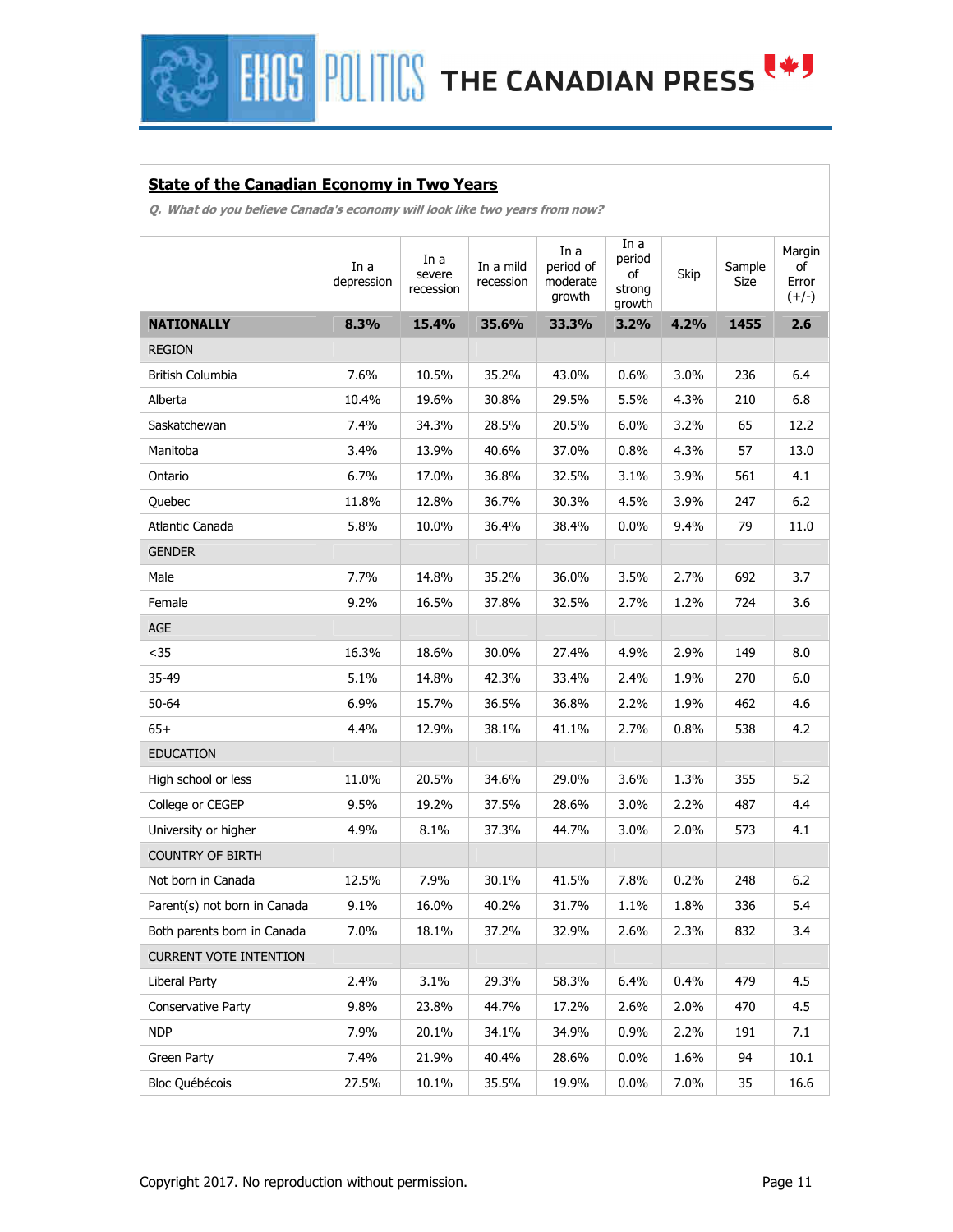## State of the Canadian Economy in Two Years

*Q. What do you believe Canada's economy will look like two years from now?*

| | In a depression | In a severe recession | In a mild recession | In a period of moderate growth | In a period of strong growth | Skip | Sample Size | Margin of Error (+/-) |
|---|---|---|---|---|---|---|---|---|
| **NATIONALLY** | **8.3%** | **15.4%** | **35.6%** | **33.3%** | **3.2%** | **4.2%** | **1455** | **2.6** |
| REGION | | | | | | | | |
| British Columbia | 7.6% | 10.5% | 35.2% | 43.0% | 0.6% | 3.0% | 236 | 6.4 |
| Alberta | 10.4% | 19.6% | 30.8% | 29.5% | 5.5% | 4.3% | 210 | 6.8 |
| Saskatchewan | 7.4% | 34.3% | 28.5% | 20.5% | 6.0% | 3.2% | 65 | 12.2 |
| Manitoba | 3.4% | 13.9% | 40.6% | 37.0% | 0.8% | 4.3% | 57 | 13.0 |
| Ontario | 6.7% | 17.0% | 36.8% | 32.5% | 3.1% | 3.9% | 561 | 4.1 |
| Quebec | 11.8% | 12.8% | 36.7% | 30.3% | 4.5% | 3.9% | 247 | 6.2 |
| Atlantic Canada | 5.8% | 10.0% | 36.4% | 38.4% | 0.0% | 9.4% | 79 | 11.0 |
| GENDER | | | | | | | | |
| Male | 7.7% | 14.8% | 35.2% | 36.0% | 3.5% | 2.7% | 692 | 3.7 |
| Female | 9.2% | 16.5% | 37.8% | 32.5% | 2.7% | 1.2% | 724 | 3.6 |
| AGE | | | | | | | | |
| <35 | 16.3% | 18.6% | 30.0% | 27.4% | 4.9% | 2.9% | 149 | 8.0 |
| 35-49 | 5.1% | 14.8% | 42.3% | 33.4% | 2.4% | 1.9% | 270 | 6.0 |
| 50-64 | 6.9% | 15.7% | 36.5% | 36.8% | 2.2% | 1.9% | 462 | 4.6 |
| 65+ | 4.4% | 12.9% | 38.1% | 41.1% | 2.7% | 0.8% | 538 | 4.2 |
| EDUCATION | | | | | | | | |
| High school or less | 11.0% | 20.5% | 34.6% | 29.0% | 3.6% | 1.3% | 355 | 5.2 |
| College or CEGEP | 9.5% | 19.2% | 37.5% | 28.6% | 3.0% | 2.2% | 487 | 4.4 |
| University or higher | 4.9% | 8.1% | 37.3% | 44.7% | 3.0% | 2.0% | 573 | 4.1 |
| COUNTRY OF BIRTH | | | | | | | | |
| Not born in Canada | 12.5% | 7.9% | 30.1% | 41.5% | 7.8% | 0.2% | 248 | 6.2 |
| Parent(s) not born in Canada | 9.1% | 16.0% | 40.2% | 31.7% | 1.1% | 1.8% | 336 | 5.4 |
| Both parents born in Canada | 7.0% | 18.1% | 37.2% | 32.9% | 2.6% | 2.3% | 832 | 3.4 |
| CURRENT VOTE INTENTION | | | | | | | | |
| Liberal Party | 2.4% | 3.1% | 29.3% | 58.3% | 6.4% | 0.4% | 479 | 4.5 |
| Conservative Party | 9.8% | 23.8% | 44.7% | 17.2% | 2.6% | 2.0% | 470 | 4.5 |
| NDP | 7.9% | 20.1% | 34.1% | 34.9% | 0.9% | 2.2% | 191 | 7.1 |
| Green Party | 7.4% | 21.9% | 40.4% | 28.6% | 0.0% | 1.6% | 94 | 10.1 |
| Bloc Québécois | 27.5% | 10.1% | 35.5% | 19.9% | 0.0% | 7.0% | 35 | 16.6 |

Copyright 2017. No reproduction without permission.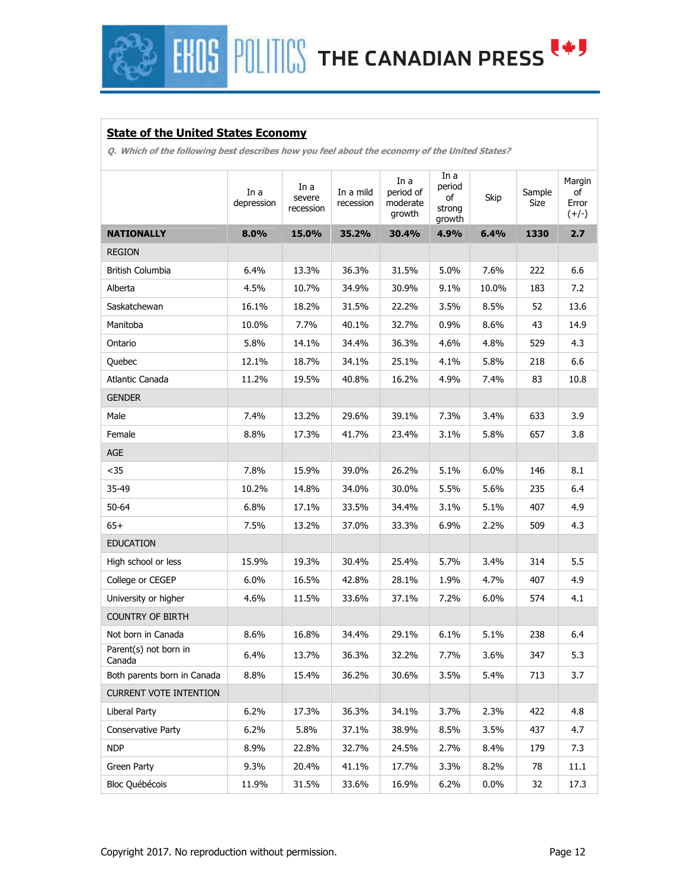## State of the United States Economy

*Q. Which of the following best describes how you feel about the economy of the United States?*

| | In a depression | In a severe recession | In a mild recession | In a period of moderate growth | In a period of strong growth | Skip | Sample Size | Margin of Error (+/-) |
|---|---|---|---|---|---|---|---|---|
| **NATIONALLY** | **8.0%** | **15.0%** | **35.2%** | **30.4%** | **4.9%** | **6.4%** | **1330** | **2.7** |
| REGION | | | | | | | | |
| British Columbia | 6.4% | 13.3% | 36.3% | 31.5% | 5.0% | 7.6% | 222 | 6.6 |
| Alberta | 4.5% | 10.7% | 34.9% | 30.9% | 9.1% | 10.0% | 183 | 7.2 |
| Saskatchewan | 16.1% | 18.2% | 31.5% | 22.2% | 3.5% | 8.5% | 52 | 13.6 |
| Manitoba | 10.0% | 7.7% | 40.1% | 32.7% | 0.9% | 8.6% | 43 | 14.9 |
| Ontario | 5.8% | 14.1% | 34.4% | 36.3% | 4.6% | 4.8% | 529 | 4.3 |
| Quebec | 12.1% | 18.7% | 34.1% | 25.1% | 4.1% | 5.8% | 218 | 6.6 |
| Atlantic Canada | 11.2% | 19.5% | 40.8% | 16.2% | 4.9% | 7.4% | 83 | 10.8 |
| GENDER | | | | | | | | |
| Male | 7.4% | 13.2% | 29.6% | 39.1% | 7.3% | 3.4% | 633 | 3.9 |
| Female | 8.8% | 17.3% | 41.7% | 23.4% | 3.1% | 5.8% | 657 | 3.8 |
| AGE | | | | | | | | |
| <35 | 7.8% | 15.9% | 39.0% | 26.2% | 5.1% | 6.0% | 146 | 8.1 |
| 35-49 | 10.2% | 14.8% | 34.0% | 30.0% | 5.5% | 5.6% | 235 | 6.4 |
| 50-64 | 6.8% | 17.1% | 33.5% | 34.4% | 3.1% | 5.1% | 407 | 4.9 |
| 65+ | 7.5% | 13.2% | 37.0% | 33.3% | 6.9% | 2.2% | 509 | 4.3 |
| EDUCATION | | | | | | | | |
| High school or less | 15.9% | 19.3% | 30.4% | 25.4% | 5.7% | 3.4% | 314 | 5.5 |
| College or CEGEP | 6.0% | 16.5% | 42.8% | 28.1% | 1.9% | 4.7% | 407 | 4.9 |
| University or higher | 4.6% | 11.5% | 33.6% | 37.1% | 7.2% | 6.0% | 574 | 4.1 |
| COUNTRY OF BIRTH | | | | | | | | |
| Not born in Canada | 8.6% | 16.8% | 34.4% | 29.1% | 6.1% | 5.1% | 238 | 6.4 |
| Parent(s) not born in Canada | 6.4% | 13.7% | 36.3% | 32.2% | 7.7% | 3.6% | 347 | 5.3 |
| Both parents born in Canada | 8.8% | 15.4% | 36.2% | 30.6% | 3.5% | 5.4% | 713 | 3.7 |
| CURRENT VOTE INTENTION | | | | | | | | |
| Liberal Party | 6.2% | 17.3% | 36.3% | 34.1% | 3.7% | 2.3% | 422 | 4.8 |
| Conservative Party | 6.2% | 5.8% | 37.1% | 38.9% | 8.5% | 3.5% | 437 | 4.7 |
| NDP | 8.9% | 22.8% | 32.7% | 24.5% | 2.7% | 8.4% | 179 | 7.3 |
| Green Party | 9.3% | 20.4% | 41.1% | 17.7% | 3.3% | 8.2% | 78 | 11.1 |
| Bloc Québécois | 11.9% | 31.5% | 33.6% | 16.9% | 6.2% | 0.0% | 32 | 17.3 |

Copyright 2017. No reproduction without permission.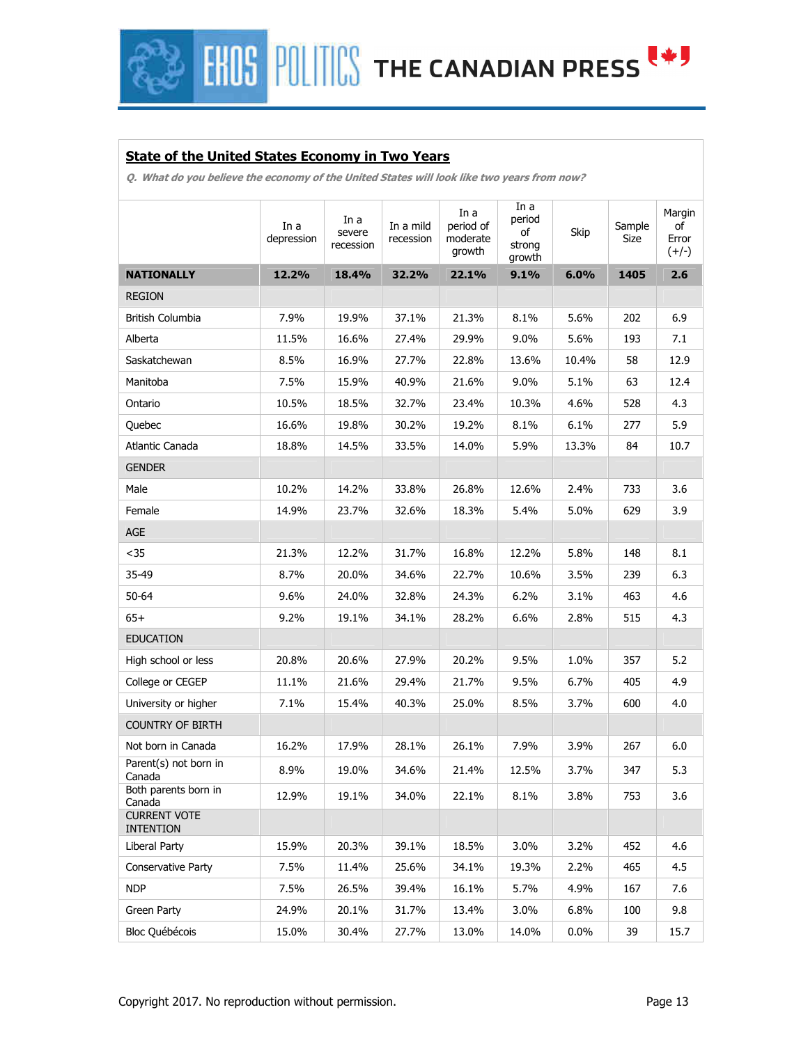**State of the United States Economy in Two Years**

*Q. What do you believe the economy of the United States will look like two years from now?*

| | In a depression | In a severe recession | In a mild recession | In a period of moderate growth | In a period of strong growth | Skip | Sample Size | Margin of Error (+/-) |
|---|---|---|---|---|---|---|---|---|
| **NATIONALLY** | **12.2%** | **18.4%** | **32.2%** | **22.1%** | **9.1%** | **6.0%** | **1405** | **2.6** |
| REGION | | | | | | | | |
| British Columbia | 7.9% | 19.9% | 37.1% | 21.3% | 8.1% | 5.6% | 202 | 6.9 |
| Alberta | 11.5% | 16.6% | 27.4% | 29.9% | 9.0% | 5.6% | 193 | 7.1 |
| Saskatchewan | 8.5% | 16.9% | 27.7% | 22.8% | 13.6% | 10.4% | 58 | 12.9 |
| Manitoba | 7.5% | 15.9% | 40.9% | 21.6% | 9.0% | 5.1% | 63 | 12.4 |
| Ontario | 10.5% | 18.5% | 32.7% | 23.4% | 10.3% | 4.6% | 528 | 4.3 |
| Quebec | 16.6% | 19.8% | 30.2% | 19.2% | 8.1% | 6.1% | 277 | 5.9 |
| Atlantic Canada | 18.8% | 14.5% | 33.5% | 14.0% | 5.9% | 13.3% | 84 | 10.7 |
| GENDER | | | | | | | | |
| Male | 10.2% | 14.2% | 33.8% | 26.8% | 12.6% | 2.4% | 733 | 3.6 |
| Female | 14.9% | 23.7% | 32.6% | 18.3% | 5.4% | 5.0% | 629 | 3.9 |
| AGE | | | | | | | | |
| <35 | 21.3% | 12.2% | 31.7% | 16.8% | 12.2% | 5.8% | 148 | 8.1 |
| 35-49 | 8.7% | 20.0% | 34.6% | 22.7% | 10.6% | 3.5% | 239 | 6.3 |
| 50-64 | 9.6% | 24.0% | 32.8% | 24.3% | 6.2% | 3.1% | 463 | 4.6 |
| 65+ | 9.2% | 19.1% | 34.1% | 28.2% | 6.6% | 2.8% | 515 | 4.3 |
| EDUCATION | | | | | | | | |
| High school or less | 20.8% | 20.6% | 27.9% | 20.2% | 9.5% | 1.0% | 357 | 5.2 |
| College or CEGEP | 11.1% | 21.6% | 29.4% | 21.7% | 9.5% | 6.7% | 405 | 4.9 |
| University or higher | 7.1% | 15.4% | 40.3% | 25.0% | 8.5% | 3.7% | 600 | 4.0 |
| COUNTRY OF BIRTH | | | | | | | | |
| Not born in Canada | 16.2% | 17.9% | 28.1% | 26.1% | 7.9% | 3.9% | 267 | 6.0 |
| Parent(s) not born in Canada | 8.9% | 19.0% | 34.6% | 21.4% | 12.5% | 3.7% | 347 | 5.3 |
| Both parents born in Canada | 12.9% | 19.1% | 34.0% | 22.1% | 8.1% | 3.8% | 753 | 3.6 |
| CURRENT VOTE INTENTION | | | | | | | | |
| Liberal Party | 15.9% | 20.3% | 39.1% | 18.5% | 3.0% | 3.2% | 452 | 4.6 |
| Conservative Party | 7.5% | 11.4% | 25.6% | 34.1% | 19.3% | 2.2% | 465 | 4.5 |
| NDP | 7.5% | 26.5% | 39.4% | 16.1% | 5.7% | 4.9% | 167 | 7.6 |
| Green Party | 24.9% | 20.1% | 31.7% | 13.4% | 3.0% | 6.8% | 100 | 9.8 |
| Bloc Québécois | 15.0% | 30.4% | 27.7% | 13.0% | 14.0% | 0.0% | 39 | 15.7 |

Copyright 2017. No reproduction without permission.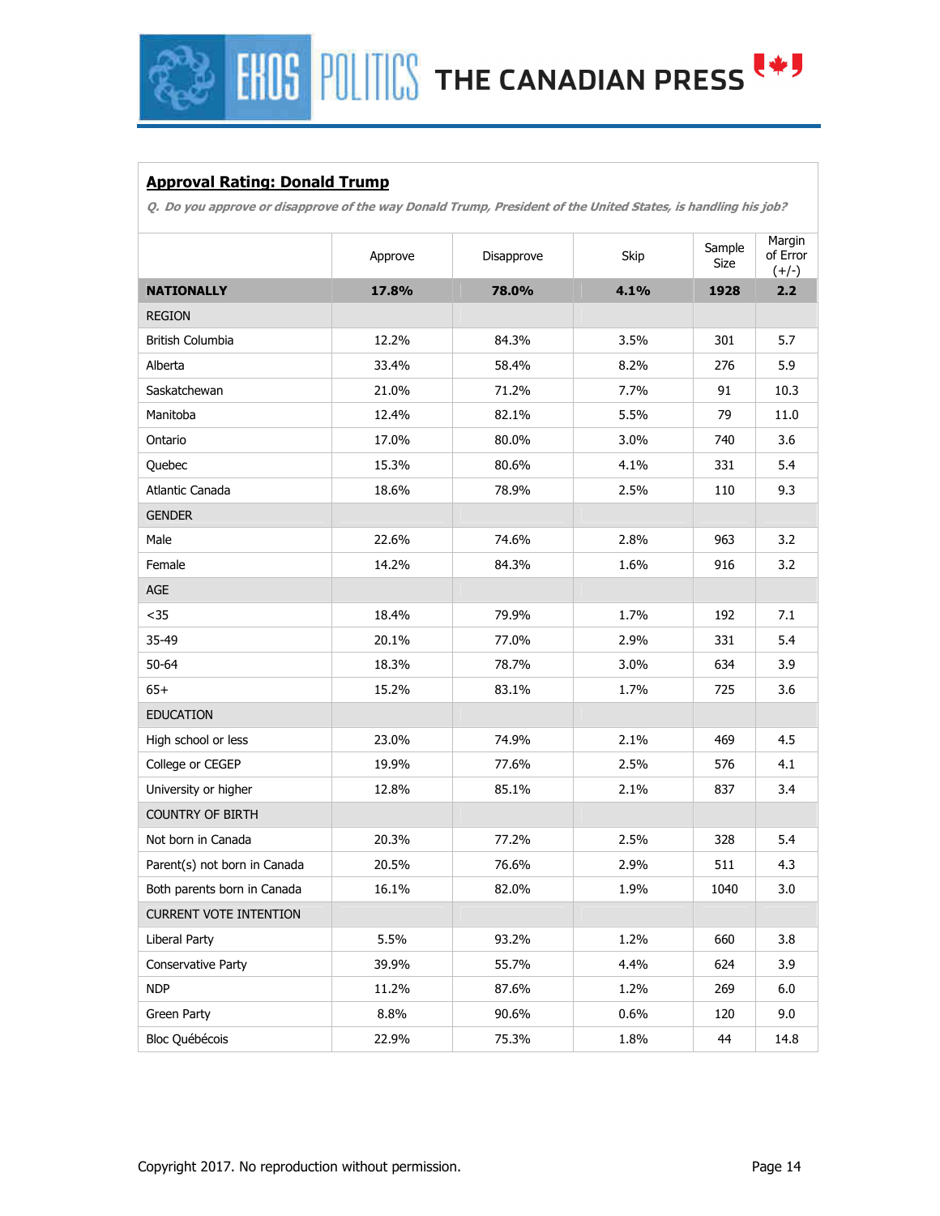## Approval Rating: Donald Trump

*Q. Do you approve or disapprove of the way Donald Trump, President of the United States, is handling his job?*

| | Approve | Disapprove | Skip | Sample Size | Margin of Error (+/-) |
|---|---|---|---|---|---|
| **NATIONALLY** | **17.8%** | **78.0%** | **4.1%** | **1928** | **2.2** |
| REGION | | | | | |
| British Columbia | 12.2% | 84.3% | 3.5% | 301 | 5.7 |
| Alberta | 33.4% | 58.4% | 8.2% | 276 | 5.9 |
| Saskatchewan | 21.0% | 71.2% | 7.7% | 91 | 10.3 |
| Manitoba | 12.4% | 82.1% | 5.5% | 79 | 11.0 |
| Ontario | 17.0% | 80.0% | 3.0% | 740 | 3.6 |
| Quebec | 15.3% | 80.6% | 4.1% | 331 | 5.4 |
| Atlantic Canada | 18.6% | 78.9% | 2.5% | 110 | 9.3 |
| GENDER | | | | | |
| Male | 22.6% | 74.6% | 2.8% | 963 | 3.2 |
| Female | 14.2% | 84.3% | 1.6% | 916 | 3.2 |
| AGE | | | | | |
| <35 | 18.4% | 79.9% | 1.7% | 192 | 7.1 |
| 35-49 | 20.1% | 77.0% | 2.9% | 331 | 5.4 |
| 50-64 | 18.3% | 78.7% | 3.0% | 634 | 3.9 |
| 65+ | 15.2% | 83.1% | 1.7% | 725 | 3.6 |
| EDUCATION | | | | | |
| High school or less | 23.0% | 74.9% | 2.1% | 469 | 4.5 |
| College or CEGEP | 19.9% | 77.6% | 2.5% | 576 | 4.1 |
| University or higher | 12.8% | 85.1% | 2.1% | 837 | 3.4 |
| COUNTRY OF BIRTH | | | | | |
| Not born in Canada | 20.3% | 77.2% | 2.5% | 328 | 5.4 |
| Parent(s) not born in Canada | 20.5% | 76.6% | 2.9% | 511 | 4.3 |
| Both parents born in Canada | 16.1% | 82.0% | 1.9% | 1040 | 3.0 |
| CURRENT VOTE INTENTION | | | | | |
| Liberal Party | 5.5% | 93.2% | 1.2% | 660 | 3.8 |
| Conservative Party | 39.9% | 55.7% | 4.4% | 624 | 3.9 |
| NDP | 11.2% | 87.6% | 1.2% | 269 | 6.0 |
| Green Party | 8.8% | 90.6% | 0.6% | 120 | 9.0 |
| Bloc Québécois | 22.9% | 75.3% | 1.8% | 44 | 14.8 |

Copyright 2017. No reproduction without permission.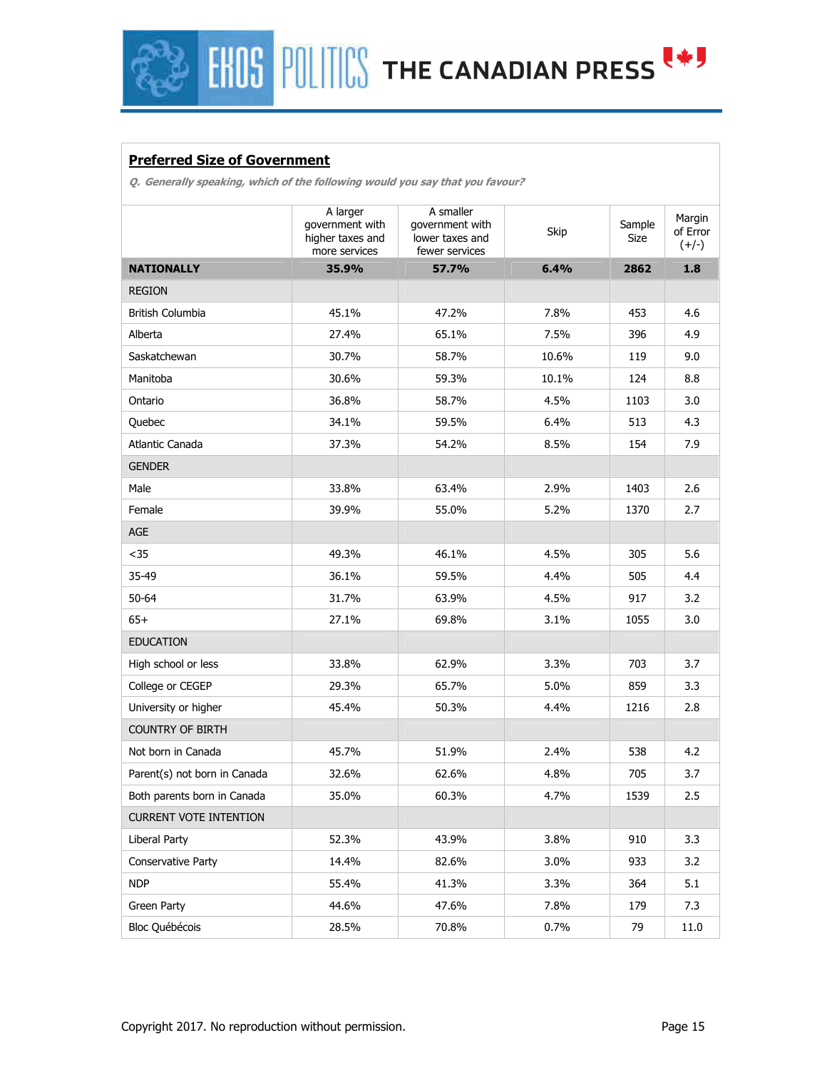## Preferred Size of Government

*Q. Generally speaking, which of the following would you say that you favour?*

| | A larger government with higher taxes and more services | A smaller government with lower taxes and fewer services | Skip | Sample Size | Margin of Error (+/-) |
|---|---|---|---|---|---|
| **NATIONALLY** | **35.9%** | **57.7%** | **6.4%** | **2862** | **1.8** |
| REGION | | | | | |
| British Columbia | 45.1% | 47.2% | 7.8% | 453 | 4.6 |
| Alberta | 27.4% | 65.1% | 7.5% | 396 | 4.9 |
| Saskatchewan | 30.7% | 58.7% | 10.6% | 119 | 9.0 |
| Manitoba | 30.6% | 59.3% | 10.1% | 124 | 8.8 |
| Ontario | 36.8% | 58.7% | 4.5% | 1103 | 3.0 |
| Quebec | 34.1% | 59.5% | 6.4% | 513 | 4.3 |
| Atlantic Canada | 37.3% | 54.2% | 8.5% | 154 | 7.9 |
| GENDER | | | | | |
| Male | 33.8% | 63.4% | 2.9% | 1403 | 2.6 |
| Female | 39.9% | 55.0% | 5.2% | 1370 | 2.7 |
| AGE | | | | | |
| <35 | 49.3% | 46.1% | 4.5% | 305 | 5.6 |
| 35-49 | 36.1% | 59.5% | 4.4% | 505 | 4.4 |
| 50-64 | 31.7% | 63.9% | 4.5% | 917 | 3.2 |
| 65+ | 27.1% | 69.8% | 3.1% | 1055 | 3.0 |
| EDUCATION | | | | | |
| High school or less | 33.8% | 62.9% | 3.3% | 703 | 3.7 |
| College or CEGEP | 29.3% | 65.7% | 5.0% | 859 | 3.3 |
| University or higher | 45.4% | 50.3% | 4.4% | 1216 | 2.8 |
| COUNTRY OF BIRTH | | | | | |
| Not born in Canada | 45.7% | 51.9% | 2.4% | 538 | 4.2 |
| Parent(s) not born in Canada | 32.6% | 62.6% | 4.8% | 705 | 3.7 |
| Both parents born in Canada | 35.0% | 60.3% | 4.7% | 1539 | 2.5 |
| CURRENT VOTE INTENTION | | | | | |
| Liberal Party | 52.3% | 43.9% | 3.8% | 910 | 3.3 |
| Conservative Party | 14.4% | 82.6% | 3.0% | 933 | 3.2 |
| NDP | 55.4% | 41.3% | 3.3% | 364 | 5.1 |
| Green Party | 44.6% | 47.6% | 7.8% | 179 | 7.3 |
| Bloc Québécois | 28.5% | 70.8% | 0.7% | 79 | 11.0 |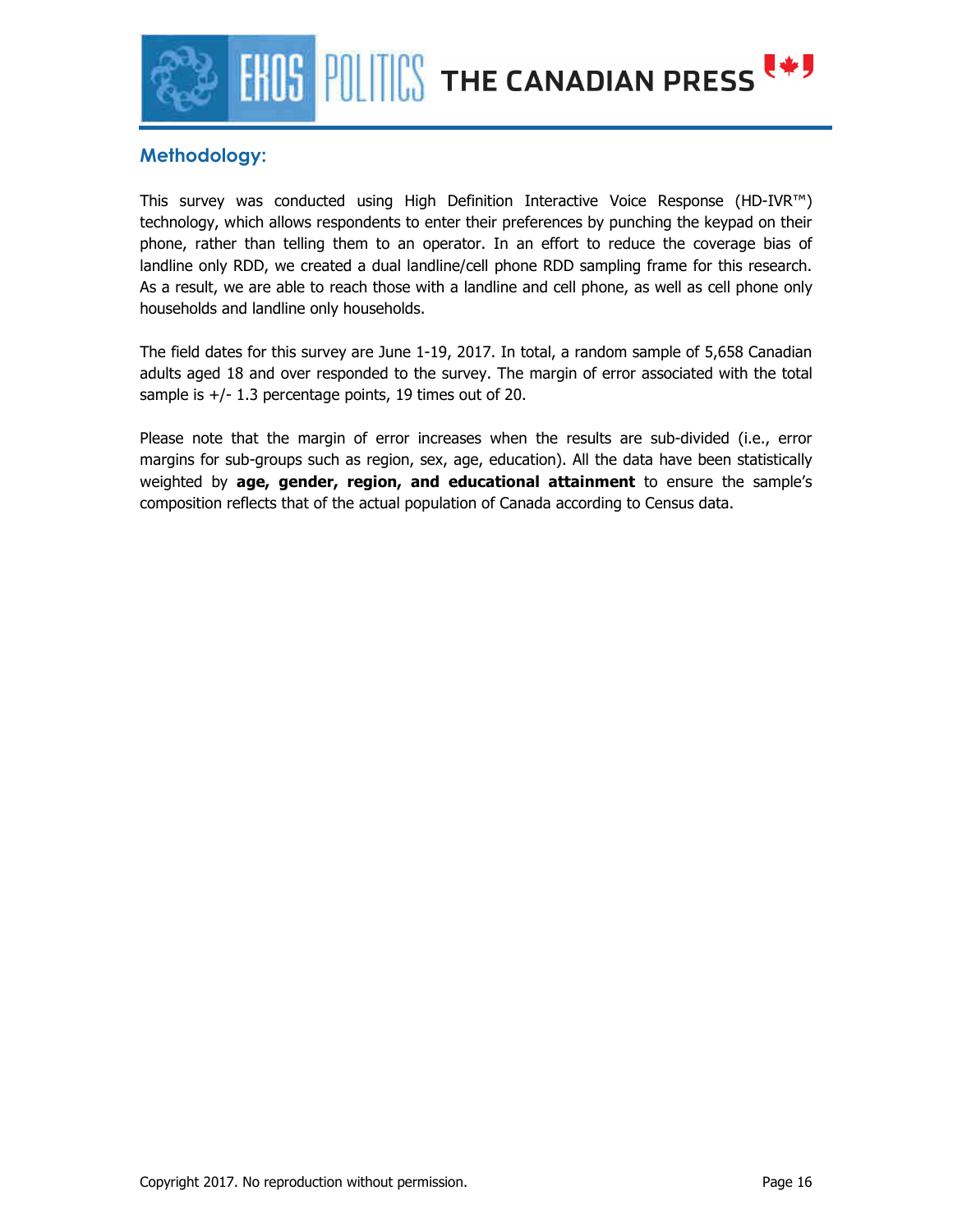## Methodology:

This survey was conducted using High Definition Interactive Voice Response (HD-IVR™) technology, which allows respondents to enter their preferences by punching the keypad on their phone, rather than telling them to an operator. In an effort to reduce the coverage bias of landline only RDD, we created a dual landline/cell phone RDD sampling frame for this research. As a result, we are able to reach those with a landline and cell phone, as well as cell phone only households and landline only households.

The field dates for this survey are June 1-19, 2017. In total, a random sample of 5,658 Canadian adults aged 18 and over responded to the survey. The margin of error associated with the total sample is +/- 1.3 percentage points, 19 times out of 20.

Please note that the margin of error increases when the results are sub-divided (i.e., error margins for sub-groups such as region, sex, age, education). All the data have been statistically weighted by **age, gender, region, and educational attainment** to ensure the sample's composition reflects that of the actual population of Canada according to Census data.